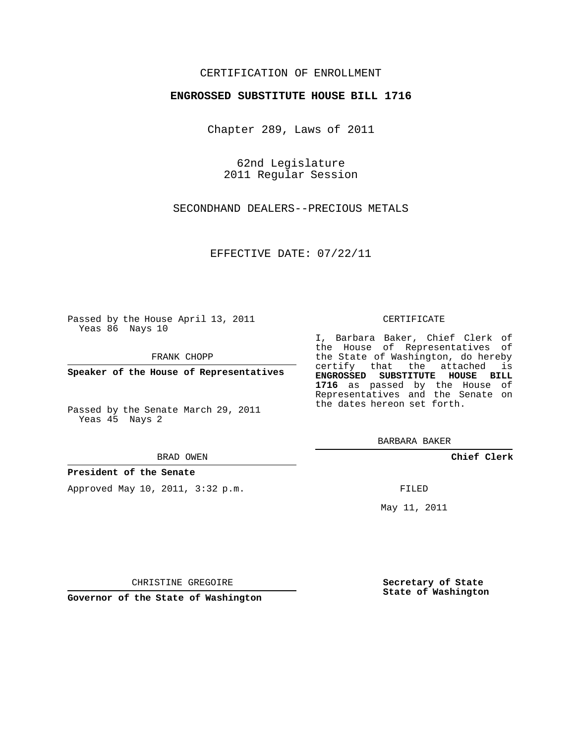CERTIFICATION OF ENROLLMENT

**ENGROSSED SUBSTITUTE HOUSE BILL 1716**

Chapter 289, Laws of 2011

62nd Legislature
2011 Regular Session

SECONDHAND DEALERS--PRECIOUS METALS

EFFECTIVE DATE: 07/22/11

Passed by the House April 13, 2011
Yeas 86 Nays 10

FRANK CHOPP

**Speaker of the House of Representatives**

Passed by the Senate March 29, 2011
Yeas 45 Nays 2

BRAD OWEN

**President of the Senate**

Approved May 10, 2011, 3:32 p.m.

CHRISTINE GREGOIRE

**Governor of the State of Washington**

CERTIFICATE

I, Barbara Baker, Chief Clerk of the House of Representatives of the State of Washington, do hereby certify that the attached is **ENGROSSED SUBSTITUTE HOUSE BILL 1716** as passed by the House of Representatives and the Senate on the dates hereon set forth.

BARBARA BAKER

**Chief Clerk**

FILED

May 11, 2011

**Secretary of State**
**State of Washington**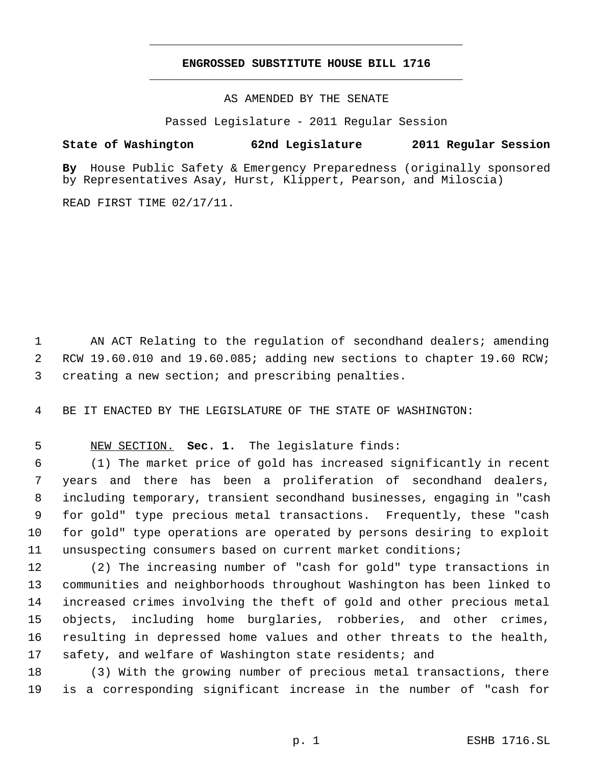# ENGROSSED SUBSTITUTE HOUSE BILL 1716

AS AMENDED BY THE SENATE

Passed Legislature - 2011 Regular Session

**State of Washington 62nd Legislature 2011 Regular Session**

**By** House Public Safety & Emergency Preparedness (originally sponsored by Representatives Asay, Hurst, Klippert, Pearson, and Miloscia)

READ FIRST TIME 02/17/11.

AN ACT Relating to the regulation of secondhand dealers; amending RCW 19.60.010 and 19.60.085; adding new sections to chapter 19.60 RCW; creating a new section; and prescribing penalties.

BE IT ENACTED BY THE LEGISLATURE OF THE STATE OF WASHINGTON:

NEW SECTION. **Sec. 1.** The legislature finds:

(1) The market price of gold has increased significantly in recent years and there has been a proliferation of secondhand dealers, including temporary, transient secondhand businesses, engaging in "cash for gold" type precious metal transactions. Frequently, these "cash for gold" type operations are operated by persons desiring to exploit unsuspecting consumers based on current market conditions;

(2) The increasing number of "cash for gold" type transactions in communities and neighborhoods throughout Washington has been linked to increased crimes involving the theft of gold and other precious metal objects, including home burglaries, robberies, and other crimes, resulting in depressed home values and other threats to the health, safety, and welfare of Washington state residents; and

(3) With the growing number of precious metal transactions, there is a corresponding significant increase in the number of "cash for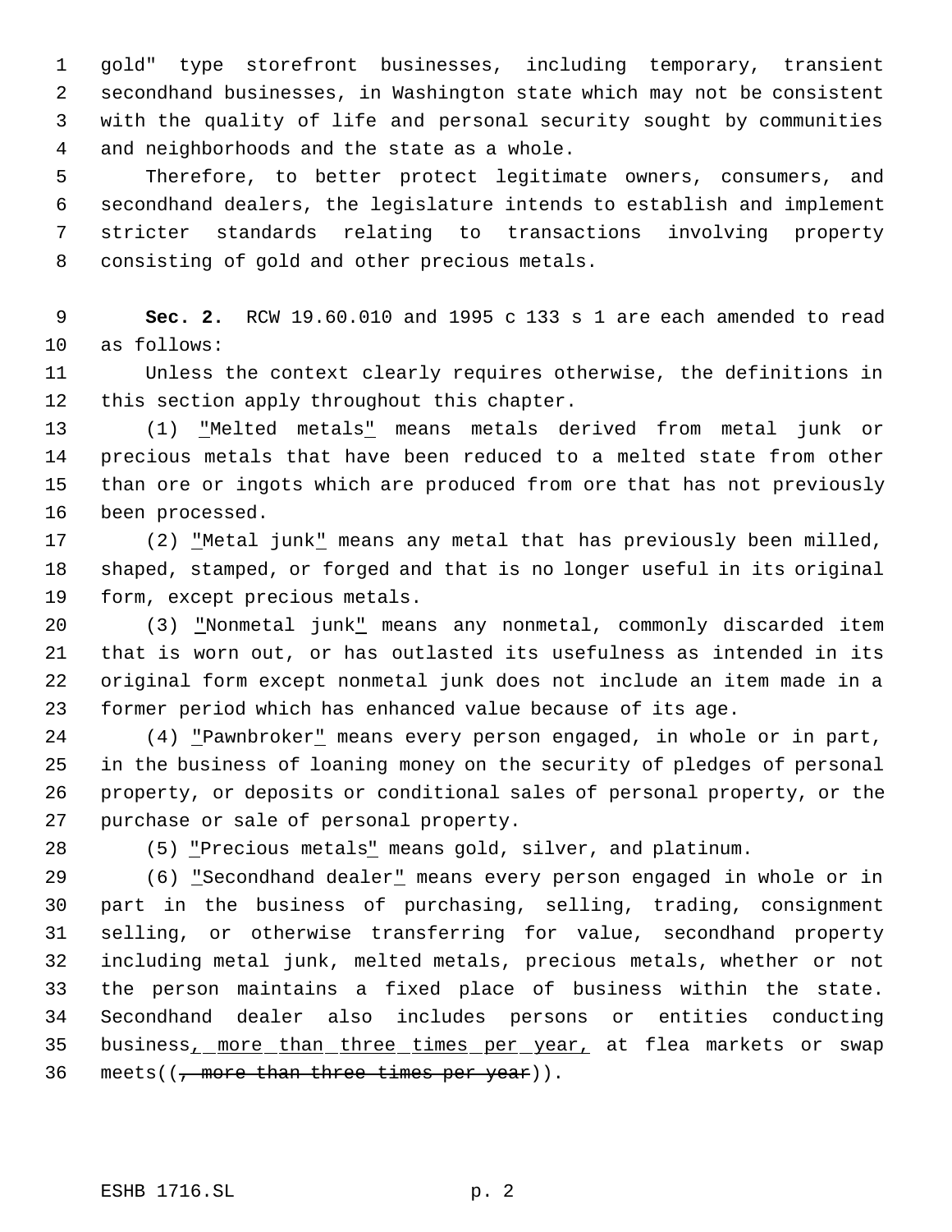gold" type storefront businesses, including temporary, transient secondhand businesses, in Washington state which may not be consistent with the quality of life and personal security sought by communities and neighborhoods and the state as a whole.

Therefore, to better protect legitimate owners, consumers, and secondhand dealers, the legislature intends to establish and implement stricter standards relating to transactions involving property consisting of gold and other precious metals.

**Sec. 2.** RCW 19.60.010 and 1995 c 133 s 1 are each amended to read as follows:

Unless the context clearly requires otherwise, the definitions in this section apply throughout this chapter.

(1) "Melted metals" means metals derived from metal junk or precious metals that have been reduced to a melted state from other than ore or ingots which are produced from ore that has not previously been processed.

(2) "Metal junk" means any metal that has previously been milled, shaped, stamped, or forged and that is no longer useful in its original form, except precious metals.

(3) "Nonmetal junk" means any nonmetal, commonly discarded item that is worn out, or has outlasted its usefulness as intended in its original form except nonmetal junk does not include an item made in a former period which has enhanced value because of its age.

(4) "Pawnbroker" means every person engaged, in whole or in part, in the business of loaning money on the security of pledges of personal property, or deposits or conditional sales of personal property, or the purchase or sale of personal property.

(5) "Precious metals" means gold, silver, and platinum.

(6) "Secondhand dealer" means every person engaged in whole or in part in the business of purchasing, selling, trading, consignment selling, or otherwise transferring for value, secondhand property including metal junk, melted metals, precious metals, whether or not the person maintains a fixed place of business within the state. Secondhand dealer also includes persons or entities conducting business, more than three times per year, at flea markets or swap meets((~~, more than three times per year~~)).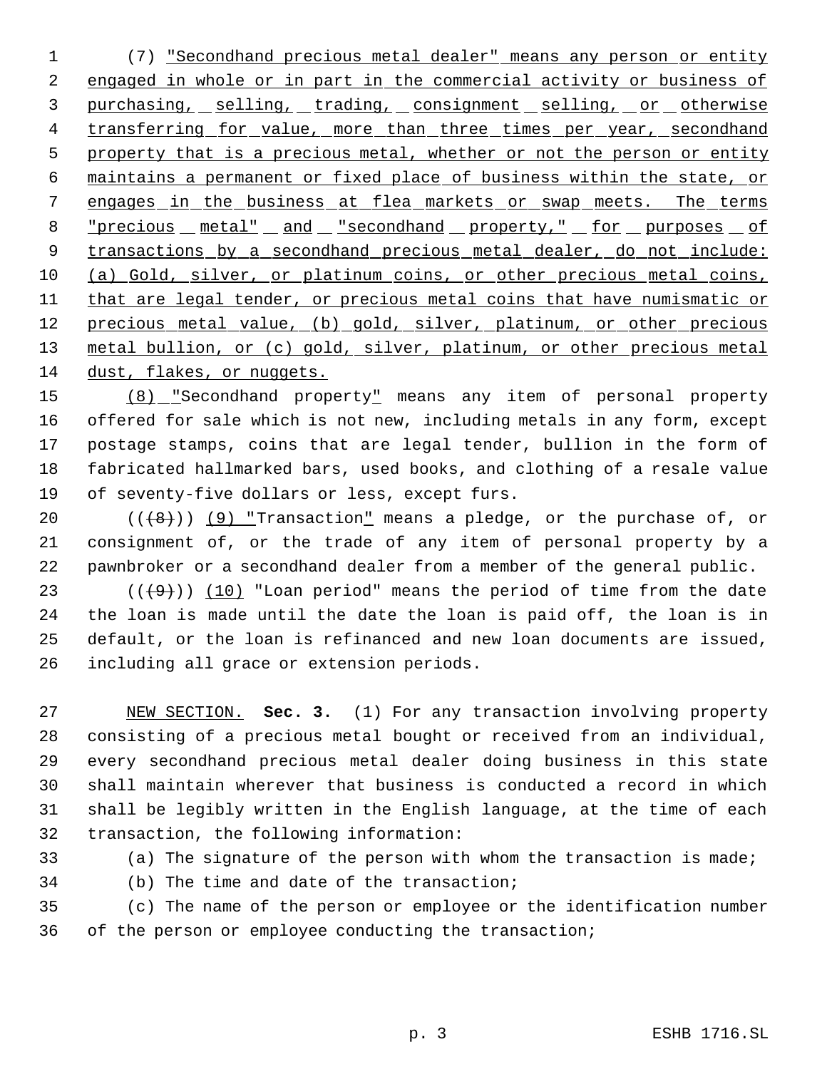(7) "Secondhand precious metal dealer" means any person or entity engaged in whole or in part in the commercial activity or business of purchasing, selling, trading, consignment selling, or otherwise transferring for value, more than three times per year, secondhand property that is a precious metal, whether or not the person or entity maintains a permanent or fixed place of business within the state, or engages in the business at flea markets or swap meets. The terms "precious metal" and "secondhand property," for purposes of transactions by a secondhand precious metal dealer, do not include: (a) Gold, silver, or platinum coins, or other precious metal coins, that are legal tender, or precious metal coins that have numismatic or precious metal value, (b) gold, silver, platinum, or other precious metal bullion, or (c) gold, silver, platinum, or other precious metal dust, flakes, or nuggets.

(8) "Secondhand property" means any item of personal property offered for sale which is not new, including metals in any form, except postage stamps, coins that are legal tender, bullion in the form of fabricated hallmarked bars, used books, and clothing of a resale value of seventy-five dollars or less, except furs.

(((8))) (9) "Transaction" means a pledge, or the purchase of, or consignment of, or the trade of any item of personal property by a pawnbroker or a secondhand dealer from a member of the general public.

(((9))) (10) "Loan period" means the period of time from the date the loan is made until the date the loan is paid off, the loan is in default, or the loan is refinanced and new loan documents are issued, including all grace or extension periods.

NEW SECTION. **Sec. 3.** (1) For any transaction involving property consisting of a precious metal bought or received from an individual, every secondhand precious metal dealer doing business in this state shall maintain wherever that business is conducted a record in which shall be legibly written in the English language, at the time of each transaction, the following information:

(a) The signature of the person with whom the transaction is made;

(b) The time and date of the transaction;

(c) The name of the person or employee or the identification number of the person or employee conducting the transaction;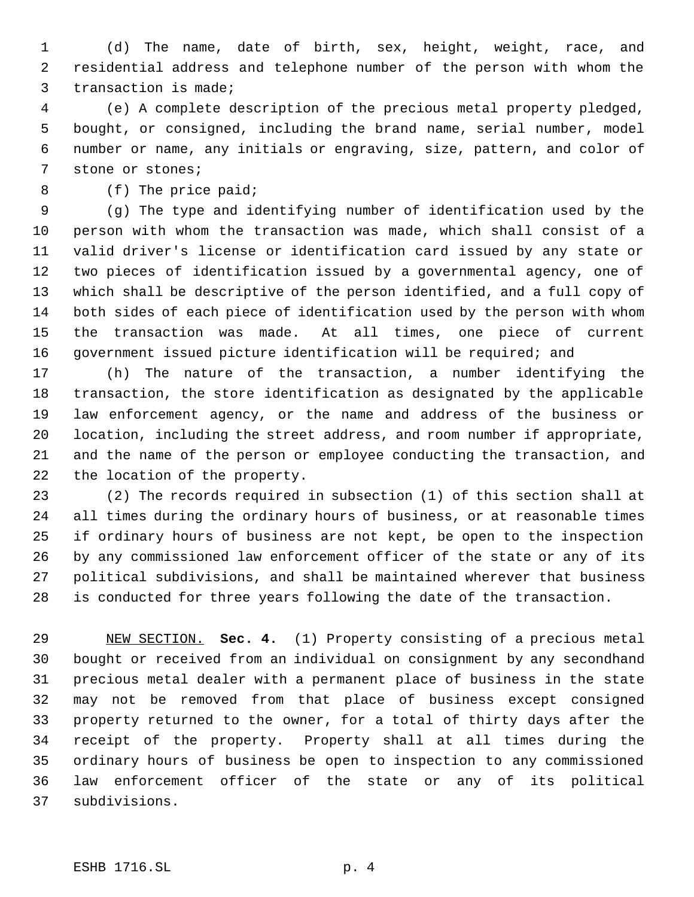(d) The name, date of birth, sex, height, weight, race, and residential address and telephone number of the person with whom the transaction is made;

(e) A complete description of the precious metal property pledged, bought, or consigned, including the brand name, serial number, model number or name, any initials or engraving, size, pattern, and color of stone or stones;

(f) The price paid;

(g) The type and identifying number of identification used by the person with whom the transaction was made, which shall consist of a valid driver's license or identification card issued by any state or two pieces of identification issued by a governmental agency, one of which shall be descriptive of the person identified, and a full copy of both sides of each piece of identification used by the person with whom the transaction was made. At all times, one piece of current government issued picture identification will be required; and

(h) The nature of the transaction, a number identifying the transaction, the store identification as designated by the applicable law enforcement agency, or the name and address of the business or location, including the street address, and room number if appropriate, and the name of the person or employee conducting the transaction, and the location of the property.

(2) The records required in subsection (1) of this section shall at all times during the ordinary hours of business, or at reasonable times if ordinary hours of business are not kept, be open to the inspection by any commissioned law enforcement officer of the state or any of its political subdivisions, and shall be maintained wherever that business is conducted for three years following the date of the transaction.

NEW SECTION. **Sec. 4.** (1) Property consisting of a precious metal bought or received from an individual on consignment by any secondhand precious metal dealer with a permanent place of business in the state may not be removed from that place of business except consigned property returned to the owner, for a total of thirty days after the receipt of the property. Property shall at all times during the ordinary hours of business be open to inspection to any commissioned law enforcement officer of the state or any of its political subdivisions.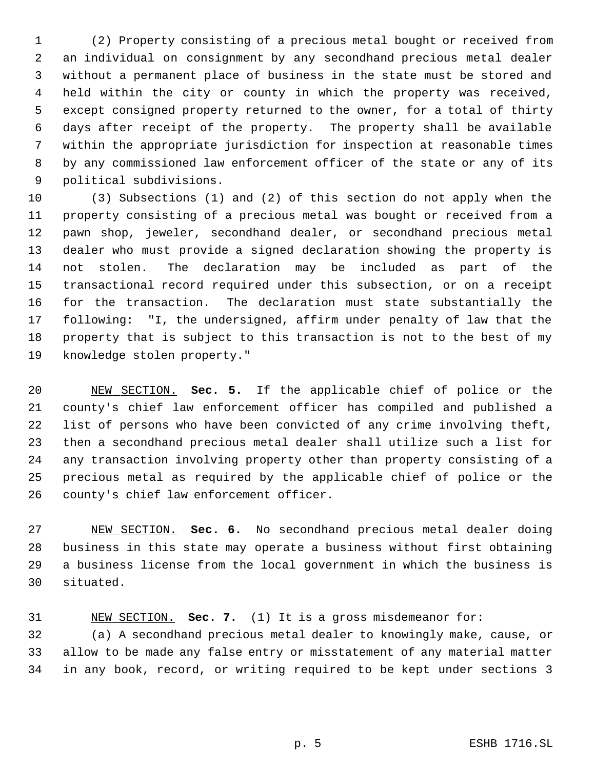(2) Property consisting of a precious metal bought or received from an individual on consignment by any secondhand precious metal dealer without a permanent place of business in the state must be stored and held within the city or county in which the property was received, except consigned property returned to the owner, for a total of thirty days after receipt of the property. The property shall be available within the appropriate jurisdiction for inspection at reasonable times by any commissioned law enforcement officer of the state or any of its political subdivisions.

(3) Subsections (1) and (2) of this section do not apply when the property consisting of a precious metal was bought or received from a pawn shop, jeweler, secondhand dealer, or secondhand precious metal dealer who must provide a signed declaration showing the property is not stolen. The declaration may be included as part of the transactional record required under this subsection, or on a receipt for the transaction. The declaration must state substantially the following: "I, the undersigned, affirm under penalty of law that the property that is subject to this transaction is not to the best of my knowledge stolen property."

NEW SECTION. **Sec. 5.** If the applicable chief of police or the county's chief law enforcement officer has compiled and published a list of persons who have been convicted of any crime involving theft, then a secondhand precious metal dealer shall utilize such a list for any transaction involving property other than property consisting of a precious metal as required by the applicable chief of police or the county's chief law enforcement officer.

NEW SECTION. **Sec. 6.** No secondhand precious metal dealer doing business in this state may operate a business without first obtaining a business license from the local government in which the business is situated.

NEW SECTION. **Sec. 7.** (1) It is a gross misdemeanor for:

(a) A secondhand precious metal dealer to knowingly make, cause, or allow to be made any false entry or misstatement of any material matter in any book, record, or writing required to be kept under sections 3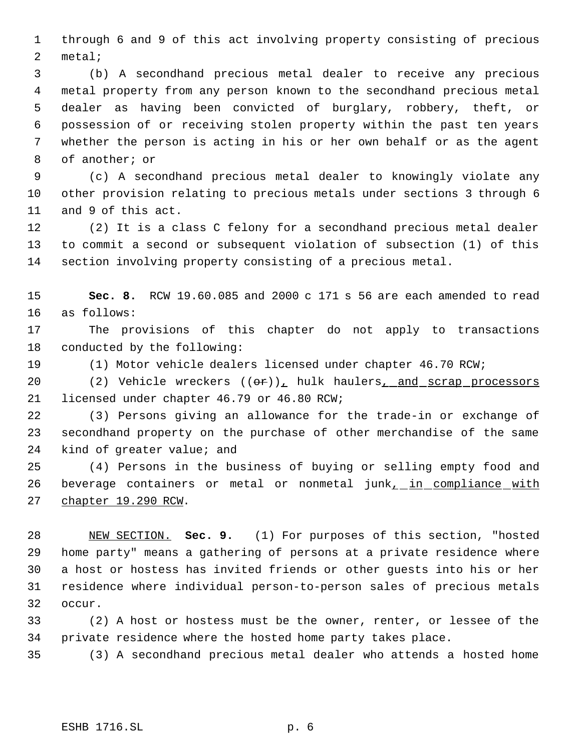through 6 and 9 of this act involving property consisting of precious metal;

(b) A secondhand precious metal dealer to receive any precious metal property from any person known to the secondhand precious metal dealer as having been convicted of burglary, robbery, theft, or possession of or receiving stolen property within the past ten years whether the person is acting in his or her own behalf or as the agent of another; or

(c) A secondhand precious metal dealer to knowingly violate any other provision relating to precious metals under sections 3 through 6 and 9 of this act.

(2) It is a class C felony for a secondhand precious metal dealer to commit a second or subsequent violation of subsection (1) of this section involving property consisting of a precious metal.

**Sec. 8.** RCW 19.60.085 and 2000 c 171 s 56 are each amended to read as follows:

The provisions of this chapter do not apply to transactions conducted by the following:

(1) Motor vehicle dealers licensed under chapter 46.70 RCW;

(2) Vehicle wreckers ((~~or~~))<u>,</u> hulk haulers<u>, and scrap processors</u> licensed under chapter 46.79 or 46.80 RCW;

(3) Persons giving an allowance for the trade-in or exchange of secondhand property on the purchase of other merchandise of the same kind of greater value; and

(4) Persons in the business of buying or selling empty food and beverage containers or metal or nonmetal junk<u>, in compliance with chapter 19.290 RCW</u>.

<u>NEW SECTION.</u> **Sec. 9.** (1) For purposes of this section, "hosted home party" means a gathering of persons at a private residence where a host or hostess has invited friends or other guests into his or her residence where individual person-to-person sales of precious metals occur.

(2) A host or hostess must be the owner, renter, or lessee of the private residence where the hosted home party takes place.

(3) A secondhand precious metal dealer who attends a hosted home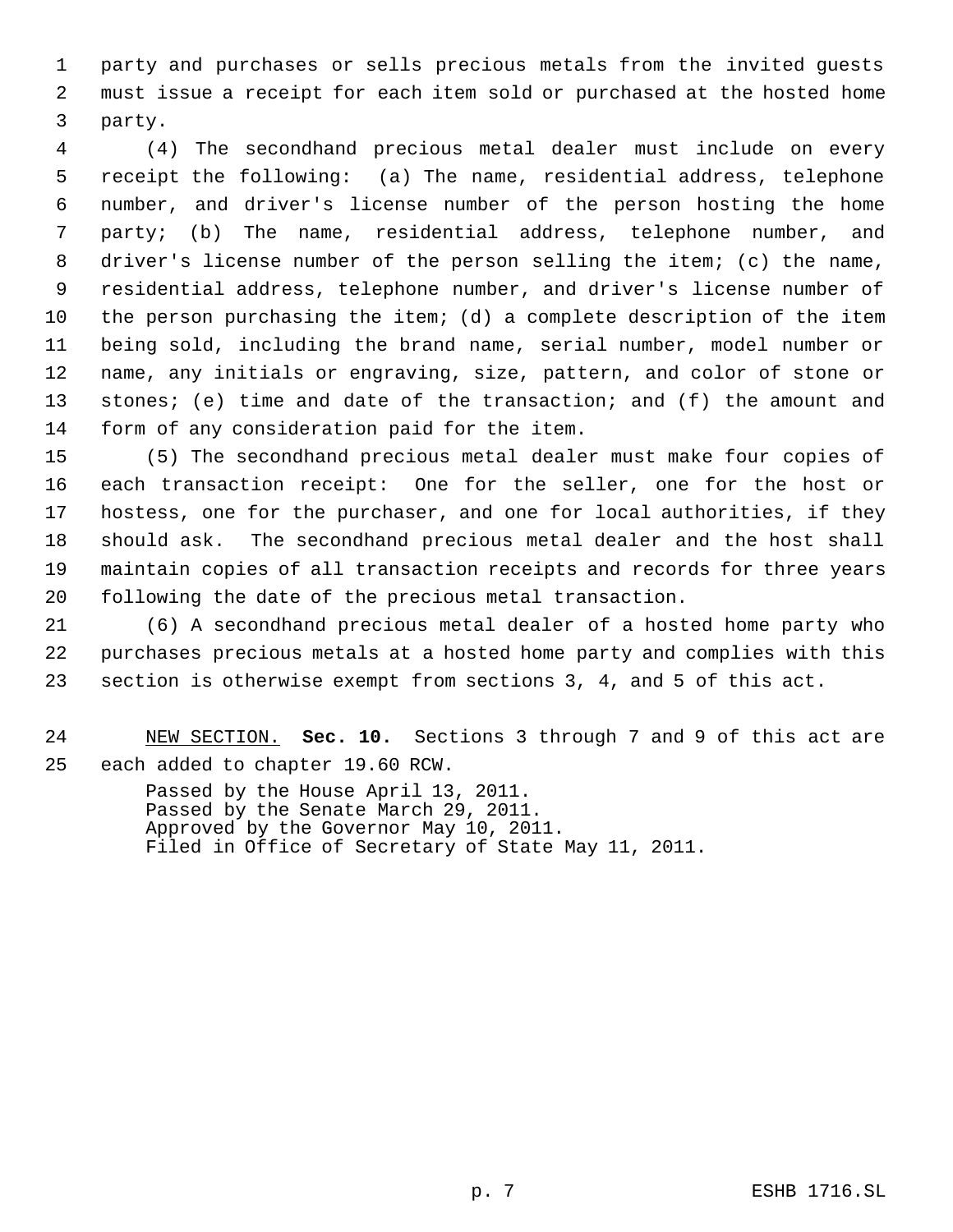party and purchases or sells precious metals from the invited guests must issue a receipt for each item sold or purchased at the hosted home party.

(4) The secondhand precious metal dealer must include on every receipt the following: (a) The name, residential address, telephone number, and driver's license number of the person hosting the home party; (b) The name, residential address, telephone number, and driver's license number of the person selling the item; (c) the name, residential address, telephone number, and driver's license number of the person purchasing the item; (d) a complete description of the item being sold, including the brand name, serial number, model number or name, any initials or engraving, size, pattern, and color of stone or stones; (e) time and date of the transaction; and (f) the amount and form of any consideration paid for the item.

(5) The secondhand precious metal dealer must make four copies of each transaction receipt: One for the seller, one for the host or hostess, one for the purchaser, and one for local authorities, if they should ask. The secondhand precious metal dealer and the host shall maintain copies of all transaction receipts and records for three years following the date of the precious metal transaction.

(6) A secondhand precious metal dealer of a hosted home party who purchases precious metals at a hosted home party and complies with this section is otherwise exempt from sections 3, 4, and 5 of this act.

NEW SECTION. **Sec. 10.** Sections 3 through 7 and 9 of this act are each added to chapter 19.60 RCW.

Passed by the House April 13, 2011.
Passed by the Senate March 29, 2011.
Approved by the Governor May 10, 2011.
Filed in Office of Secretary of State May 11, 2011.